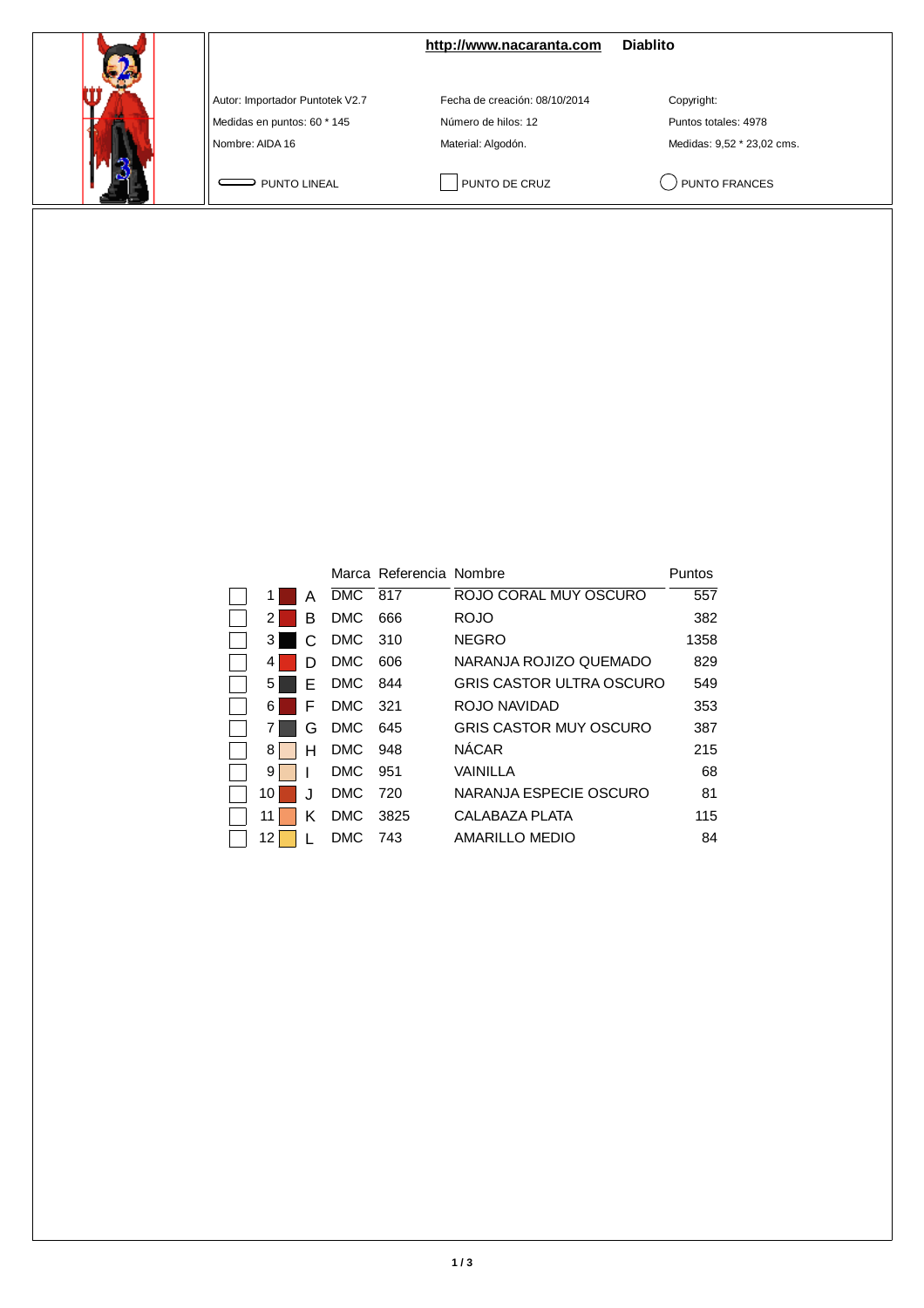**http://www.nacaranta.com** **Diablito**

Autor: Importador Puntotek V2.7

Medidas en puntos: 60 * 145

Nombre: AIDA 16

Fecha de creación: 08/10/2014

Número de hilos: 12

Material: Algodón.

Copyright:

Puntos totales: 4978

Medidas: 9,52 * 23,02 cms.

PUNTO LINEAL

PUNTO DE CRUZ

PUNTO FRANCES

| | | | Marca | Referencia | Nombre | Puntos |
|---|---|---|---|---|---|---|
| | 1 | A | DMC | 817 | ROJO CORAL MUY OSCURO | 557 |
| | 2 | B | DMC | 666 | ROJO | 382 |
| | 3 | C | DMC | 310 | NEGRO | 1358 |
| | 4 | D | DMC | 606 | NARANJA ROJIZO QUEMADO | 829 |
| | 5 | E | DMC | 844 | GRIS CASTOR ULTRA OSCURO | 549 |
| | 6 | F | DMC | 321 | ROJO NAVIDAD | 353 |
| | 7 | G | DMC | 645 | GRIS CASTOR MUY OSCURO | 387 |
| | 8 | H | DMC | 948 | NÁCAR | 215 |
| | 9 | I | DMC | 951 | VAINILLA | 68 |
| | 10 | J | DMC | 720 | NARANJA ESPECIE OSCURO | 81 |
| | 11 | K | DMC | 3825 | CALABAZA PLATA | 115 |
| | 12 | L | DMC | 743 | AMARILLO MEDIO | 84 |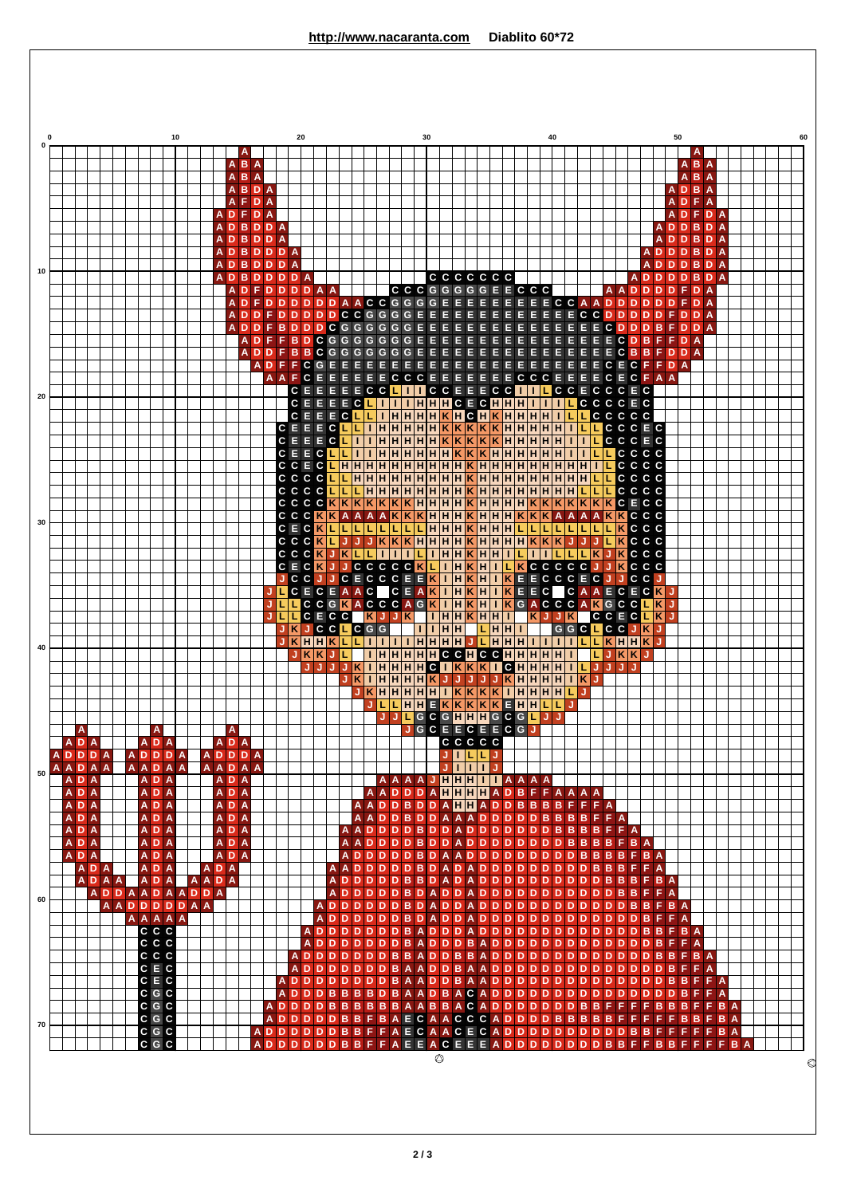**http://www.nacaranta.com Diablito 60*72**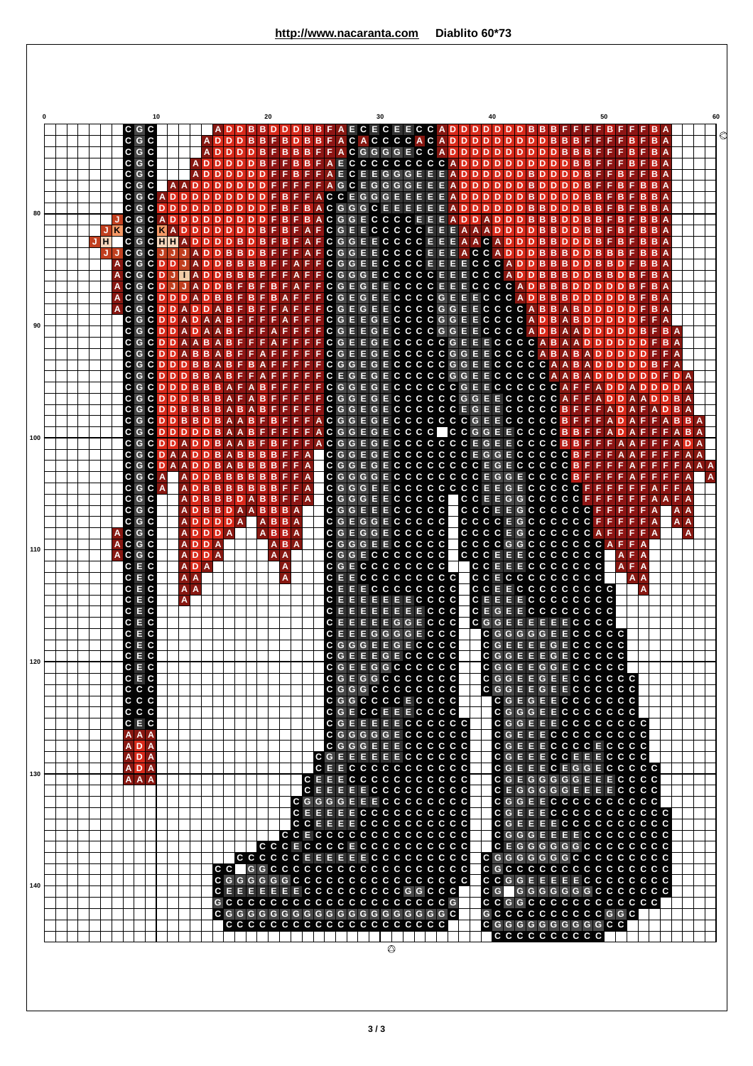**http://www.nacaranta.com** **Diablito 60*73**